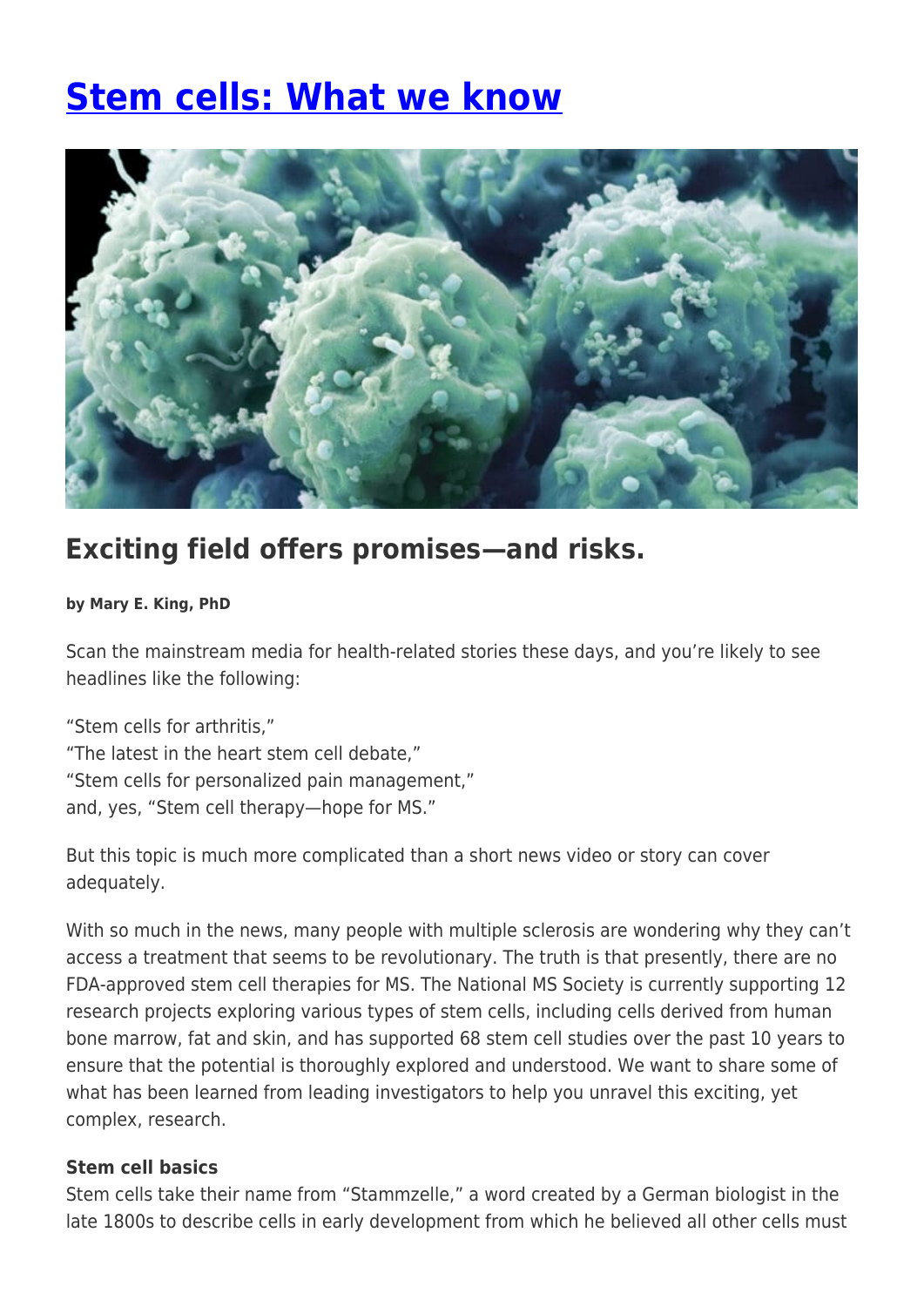# Stem cells: What we know

## Exciting field offers promises—and risks.

**by Mary E. King, PhD**

Scan the mainstream media for health-related stories these days, and you're likely to see headlines like the following:

"Stem cells for arthritis,"
"The latest in the heart stem cell debate,"
"Stem cells for personalized pain management,"
and, yes, "Stem cell therapy—hope for MS."

But this topic is much more complicated than a short news video or story can cover adequately.

With so much in the news, many people with multiple sclerosis are wondering why they can't access a treatment that seems to be revolutionary. The truth is that presently, there are no FDA-approved stem cell therapies for MS. The National MS Society is currently supporting 12 research projects exploring various types of stem cells, including cells derived from human bone marrow, fat and skin, and has supported 68 stem cell studies over the past 10 years to ensure that the potential is thoroughly explored and understood. We want to share some of what has been learned from leading investigators to help you unravel this exciting, yet complex, research.

**Stem cell basics**
Stem cells take their name from "Stammzelle," a word created by a German biologist in the late 1800s to describe cells in early development from which he believed all other cells must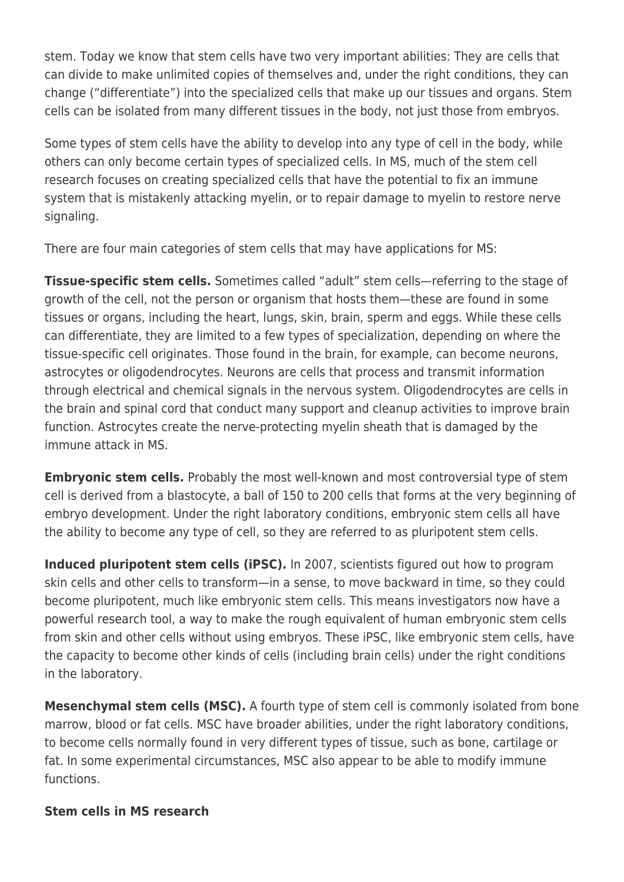stem. Today we know that stem cells have two very important abilities: They are cells that can divide to make unlimited copies of themselves and, under the right conditions, they can change ("differentiate") into the specialized cells that make up our tissues and organs. Stem cells can be isolated from many different tissues in the body, not just those from embryos.

Some types of stem cells have the ability to develop into any type of cell in the body, while others can only become certain types of specialized cells. In MS, much of the stem cell research focuses on creating specialized cells that have the potential to fix an immune system that is mistakenly attacking myelin, or to repair damage to myelin to restore nerve signaling.

There are four main categories of stem cells that may have applications for MS:

**Tissue-specific stem cells.** Sometimes called "adult" stem cells—referring to the stage of growth of the cell, not the person or organism that hosts them—these are found in some tissues or organs, including the heart, lungs, skin, brain, sperm and eggs. While these cells can differentiate, they are limited to a few types of specialization, depending on where the tissue-specific cell originates. Those found in the brain, for example, can become neurons, astrocytes or oligodendrocytes. Neurons are cells that process and transmit information through electrical and chemical signals in the nervous system. Oligodendrocytes are cells in the brain and spinal cord that conduct many support and cleanup activities to improve brain function. Astrocytes create the nerve-protecting myelin sheath that is damaged by the immune attack in MS.

**Embryonic stem cells.** Probably the most well-known and most controversial type of stem cell is derived from a blastocyte, a ball of 150 to 200 cells that forms at the very beginning of embryo development. Under the right laboratory conditions, embryonic stem cells all have the ability to become any type of cell, so they are referred to as pluripotent stem cells.

**Induced pluripotent stem cells (iPSC).** In 2007, scientists figured out how to program skin cells and other cells to transform—in a sense, to move backward in time, so they could become pluripotent, much like embryonic stem cells. This means investigators now have a powerful research tool, a way to make the rough equivalent of human embryonic stem cells from skin and other cells without using embryos. These iPSC, like embryonic stem cells, have the capacity to become other kinds of cells (including brain cells) under the right conditions in the laboratory.

**Mesenchymal stem cells (MSC).** A fourth type of stem cell is commonly isolated from bone marrow, blood or fat cells. MSC have broader abilities, under the right laboratory conditions, to become cells normally found in very different types of tissue, such as bone, cartilage or fat. In some experimental circumstances, MSC also appear to be able to modify immune functions.

**Stem cells in MS research**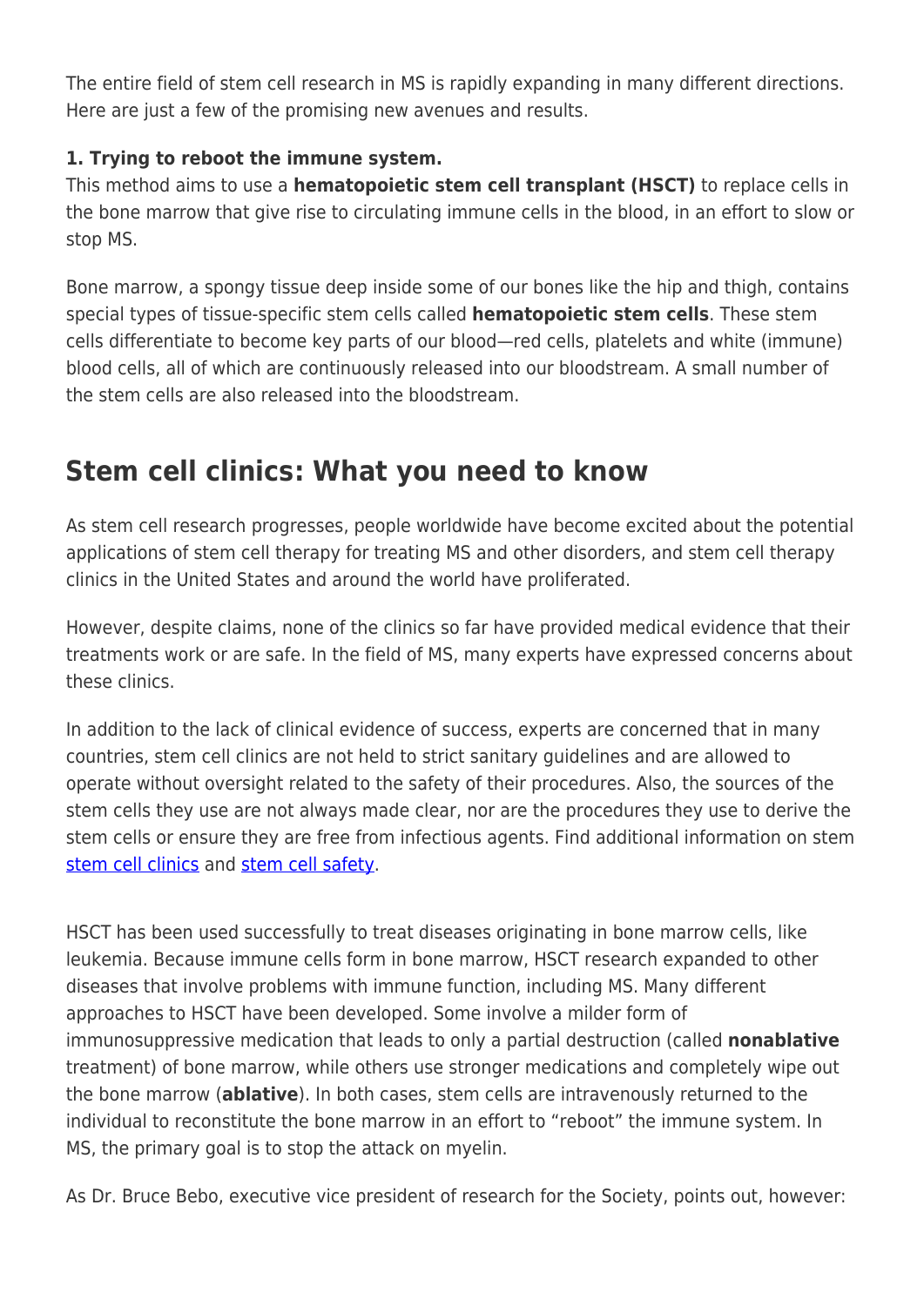The entire field of stem cell research in MS is rapidly expanding in many different directions. Here are just a few of the promising new avenues and results.

**1. Trying to reboot the immune system.**
This method aims to use a **hematopoietic stem cell transplant (HSCT)** to replace cells in the bone marrow that give rise to circulating immune cells in the blood, in an effort to slow or stop MS.

Bone marrow, a spongy tissue deep inside some of our bones like the hip and thigh, contains special types of tissue-specific stem cells called **hematopoietic stem cells**. These stem cells differentiate to become key parts of our blood—red cells, platelets and white (immune) blood cells, all of which are continuously released into our bloodstream. A small number of the stem cells are also released into the bloodstream.

## Stem cell clinics: What you need to know

As stem cell research progresses, people worldwide have become excited about the potential applications of stem cell therapy for treating MS and other disorders, and stem cell therapy clinics in the United States and around the world have proliferated.

However, despite claims, none of the clinics so far have provided medical evidence that their treatments work or are safe. In the field of MS, many experts have expressed concerns about these clinics.

In addition to the lack of clinical evidence of success, experts are concerned that in many countries, stem cell clinics are not held to strict sanitary guidelines and are allowed to operate without oversight related to the safety of their procedures. Also, the sources of the stem cells they use are not always made clear, nor are the procedures they use to derive the stem cells or ensure they are free from infectious agents. Find additional information on stem stem cell clinics and stem cell safety.

HSCT has been used successfully to treat diseases originating in bone marrow cells, like leukemia. Because immune cells form in bone marrow, HSCT research expanded to other diseases that involve problems with immune function, including MS. Many different approaches to HSCT have been developed. Some involve a milder form of immunosuppressive medication that leads to only a partial destruction (called **nonablative** treatment) of bone marrow, while others use stronger medications and completely wipe out the bone marrow (**ablative**). In both cases, stem cells are intravenously returned to the individual to reconstitute the bone marrow in an effort to "reboot" the immune system. In MS, the primary goal is to stop the attack on myelin.

As Dr. Bruce Bebo, executive vice president of research for the Society, points out, however: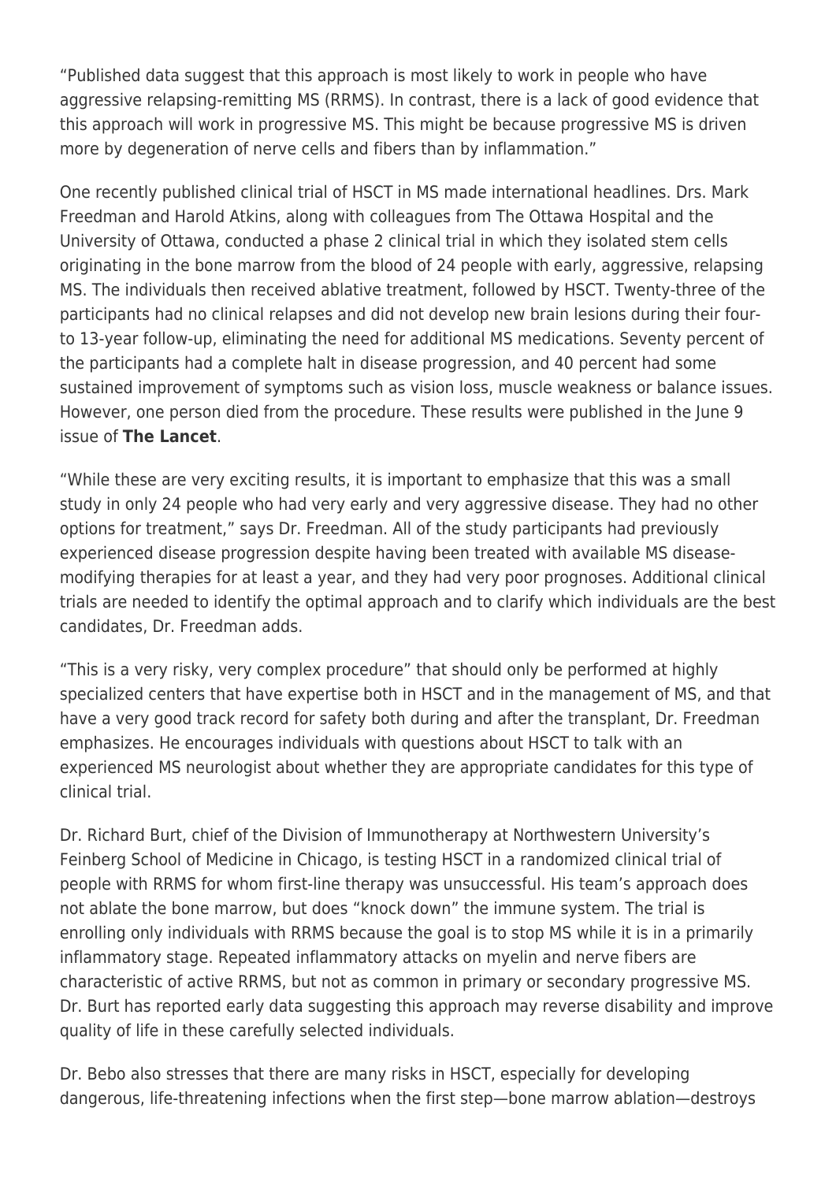"Published data suggest that this approach is most likely to work in people who have aggressive relapsing-remitting MS (RRMS). In contrast, there is a lack of good evidence that this approach will work in progressive MS. This might be because progressive MS is driven more by degeneration of nerve cells and fibers than by inflammation."

One recently published clinical trial of HSCT in MS made international headlines. Drs. Mark Freedman and Harold Atkins, along with colleagues from The Ottawa Hospital and the University of Ottawa, conducted a phase 2 clinical trial in which they isolated stem cells originating in the bone marrow from the blood of 24 people with early, aggressive, relapsing MS. The individuals then received ablative treatment, followed by HSCT. Twenty-three of the participants had no clinical relapses and did not develop new brain lesions during their four- to 13-year follow-up, eliminating the need for additional MS medications. Seventy percent of the participants had a complete halt in disease progression, and 40 percent had some sustained improvement of symptoms such as vision loss, muscle weakness or balance issues. However, one person died from the procedure. These results were published in the June 9 issue of **The Lancet**.

"While these are very exciting results, it is important to emphasize that this was a small study in only 24 people who had very early and very aggressive disease. They had no other options for treatment," says Dr. Freedman. All of the study participants had previously experienced disease progression despite having been treated with available MS disease-modifying therapies for at least a year, and they had very poor prognoses. Additional clinical trials are needed to identify the optimal approach and to clarify which individuals are the best candidates, Dr. Freedman adds.

"This is a very risky, very complex procedure" that should only be performed at highly specialized centers that have expertise both in HSCT and in the management of MS, and that have a very good track record for safety both during and after the transplant, Dr. Freedman emphasizes. He encourages individuals with questions about HSCT to talk with an experienced MS neurologist about whether they are appropriate candidates for this type of clinical trial.

Dr. Richard Burt, chief of the Division of Immunotherapy at Northwestern University's Feinberg School of Medicine in Chicago, is testing HSCT in a randomized clinical trial of people with RRMS for whom first-line therapy was unsuccessful. His team's approach does not ablate the bone marrow, but does "knock down" the immune system. The trial is enrolling only individuals with RRMS because the goal is to stop MS while it is in a primarily inflammatory stage. Repeated inflammatory attacks on myelin and nerve fibers are characteristic of active RRMS, but not as common in primary or secondary progressive MS. Dr. Burt has reported early data suggesting this approach may reverse disability and improve quality of life in these carefully selected individuals.

Dr. Bebo also stresses that there are many risks in HSCT, especially for developing dangerous, life-threatening infections when the first step—bone marrow ablation—destroys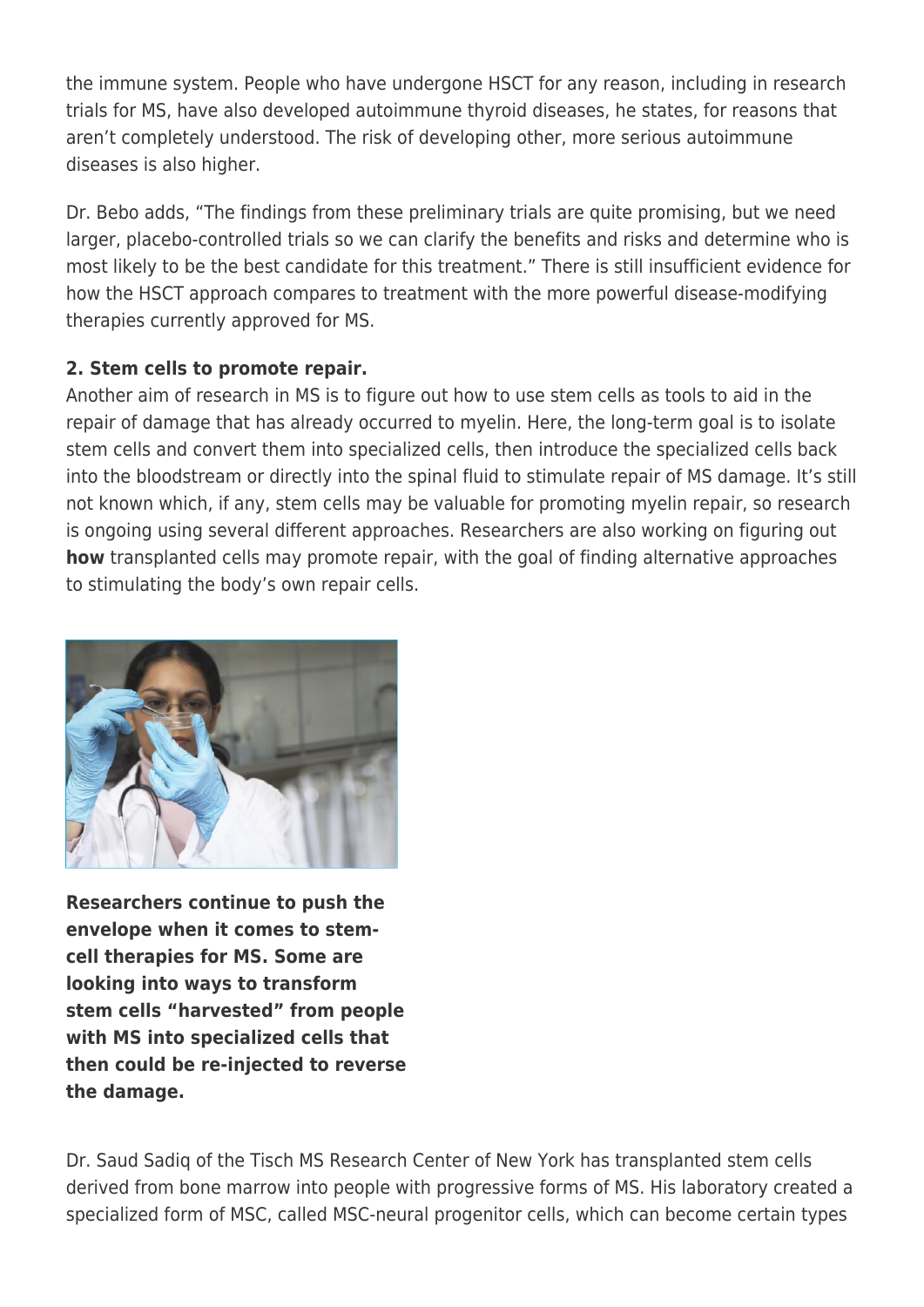the immune system. People who have undergone HSCT for any reason, including in research trials for MS, have also developed autoimmune thyroid diseases, he states, for reasons that aren't completely understood. The risk of developing other, more serious autoimmune diseases is also higher.

Dr. Bebo adds, "The findings from these preliminary trials are quite promising, but we need larger, placebo-controlled trials so we can clarify the benefits and risks and determine who is most likely to be the best candidate for this treatment." There is still insufficient evidence for how the HSCT approach compares to treatment with the more powerful disease-modifying therapies currently approved for MS.

**2. Stem cells to promote repair.**
Another aim of research in MS is to figure out how to use stem cells as tools to aid in the repair of damage that has already occurred to myelin. Here, the long-term goal is to isolate stem cells and convert them into specialized cells, then introduce the specialized cells back into the bloodstream or directly into the spinal fluid to stimulate repair of MS damage. It's still not known which, if any, stem cells may be valuable for promoting myelin repair, so research is ongoing using several different approaches. Researchers are also working on figuring out **how** transplanted cells may promote repair, with the goal of finding alternative approaches to stimulating the body's own repair cells.

**Researchers continue to push the envelope when it comes to stem-cell therapies for MS. Some are looking into ways to transform stem cells "harvested" from people with MS into specialized cells that then could be re-injected to reverse the damage.**

Dr. Saud Sadiq of the Tisch MS Research Center of New York has transplanted stem cells derived from bone marrow into people with progressive forms of MS. His laboratory created a specialized form of MSC, called MSC-neural progenitor cells, which can become certain types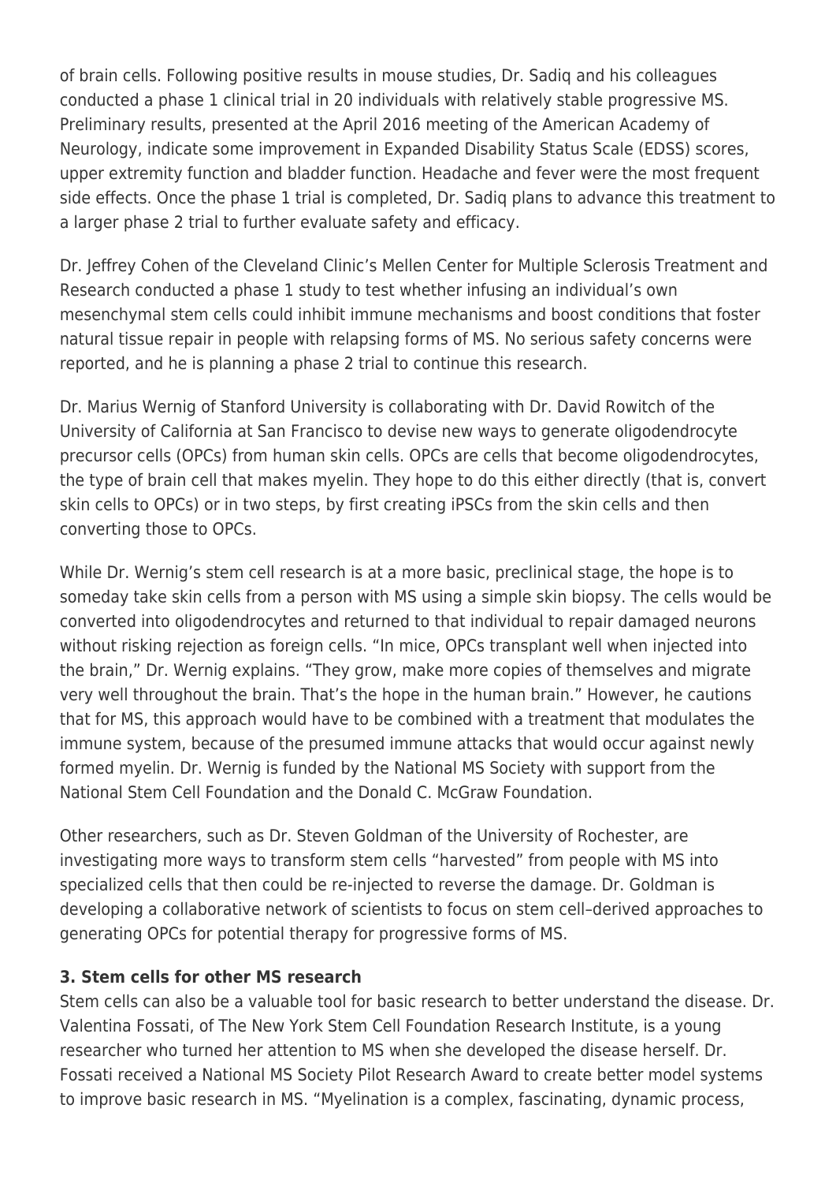of brain cells. Following positive results in mouse studies, Dr. Sadiq and his colleagues conducted a phase 1 clinical trial in 20 individuals with relatively stable progressive MS. Preliminary results, presented at the April 2016 meeting of the American Academy of Neurology, indicate some improvement in Expanded Disability Status Scale (EDSS) scores, upper extremity function and bladder function. Headache and fever were the most frequent side effects. Once the phase 1 trial is completed, Dr. Sadiq plans to advance this treatment to a larger phase 2 trial to further evaluate safety and efficacy.

Dr. Jeffrey Cohen of the Cleveland Clinic's Mellen Center for Multiple Sclerosis Treatment and Research conducted a phase 1 study to test whether infusing an individual's own mesenchymal stem cells could inhibit immune mechanisms and boost conditions that foster natural tissue repair in people with relapsing forms of MS. No serious safety concerns were reported, and he is planning a phase 2 trial to continue this research.

Dr. Marius Wernig of Stanford University is collaborating with Dr. David Rowitch of the University of California at San Francisco to devise new ways to generate oligodendrocyte precursor cells (OPCs) from human skin cells. OPCs are cells that become oligodendrocytes, the type of brain cell that makes myelin. They hope to do this either directly (that is, convert skin cells to OPCs) or in two steps, by first creating iPSCs from the skin cells and then converting those to OPCs.

While Dr. Wernig's stem cell research is at a more basic, preclinical stage, the hope is to someday take skin cells from a person with MS using a simple skin biopsy. The cells would be converted into oligodendrocytes and returned to that individual to repair damaged neurons without risking rejection as foreign cells. "In mice, OPCs transplant well when injected into the brain," Dr. Wernig explains. "They grow, make more copies of themselves and migrate very well throughout the brain. That's the hope in the human brain." However, he cautions that for MS, this approach would have to be combined with a treatment that modulates the immune system, because of the presumed immune attacks that would occur against newly formed myelin. Dr. Wernig is funded by the National MS Society with support from the National Stem Cell Foundation and the Donald C. McGraw Foundation.

Other researchers, such as Dr. Steven Goldman of the University of Rochester, are investigating more ways to transform stem cells "harvested" from people with MS into specialized cells that then could be re-injected to reverse the damage. Dr. Goldman is developing a collaborative network of scientists to focus on stem cell–derived approaches to generating OPCs for potential therapy for progressive forms of MS.

**3. Stem cells for other MS research**

Stem cells can also be a valuable tool for basic research to better understand the disease. Dr. Valentina Fossati, of The New York Stem Cell Foundation Research Institute, is a young researcher who turned her attention to MS when she developed the disease herself. Dr. Fossati received a National MS Society Pilot Research Award to create better model systems to improve basic research in MS. "Myelination is a complex, fascinating, dynamic process,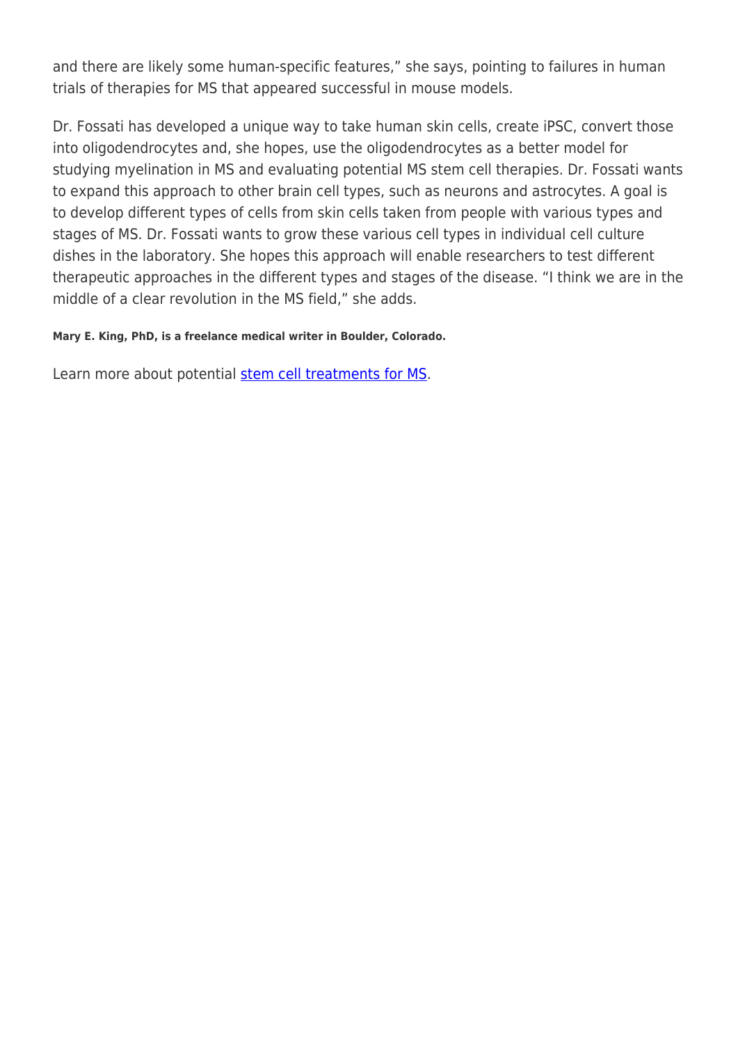and there are likely some human-specific features," she says, pointing to failures in human trials of therapies for MS that appeared successful in mouse models.

Dr. Fossati has developed a unique way to take human skin cells, create iPSC, convert those into oligodendrocytes and, she hopes, use the oligodendrocytes as a better model for studying myelination in MS and evaluating potential MS stem cell therapies. Dr. Fossati wants to expand this approach to other brain cell types, such as neurons and astrocytes. A goal is to develop different types of cells from skin cells taken from people with various types and stages of MS. Dr. Fossati wants to grow these various cell types in individual cell culture dishes in the laboratory. She hopes this approach will enable researchers to test different therapeutic approaches in the different types and stages of the disease. "I think we are in the middle of a clear revolution in the MS field," she adds.

**Mary E. King, PhD, is a freelance medical writer in Boulder, Colorado.**

Learn more about potential [stem cell treatments for MS](stem cell treatments for MS).